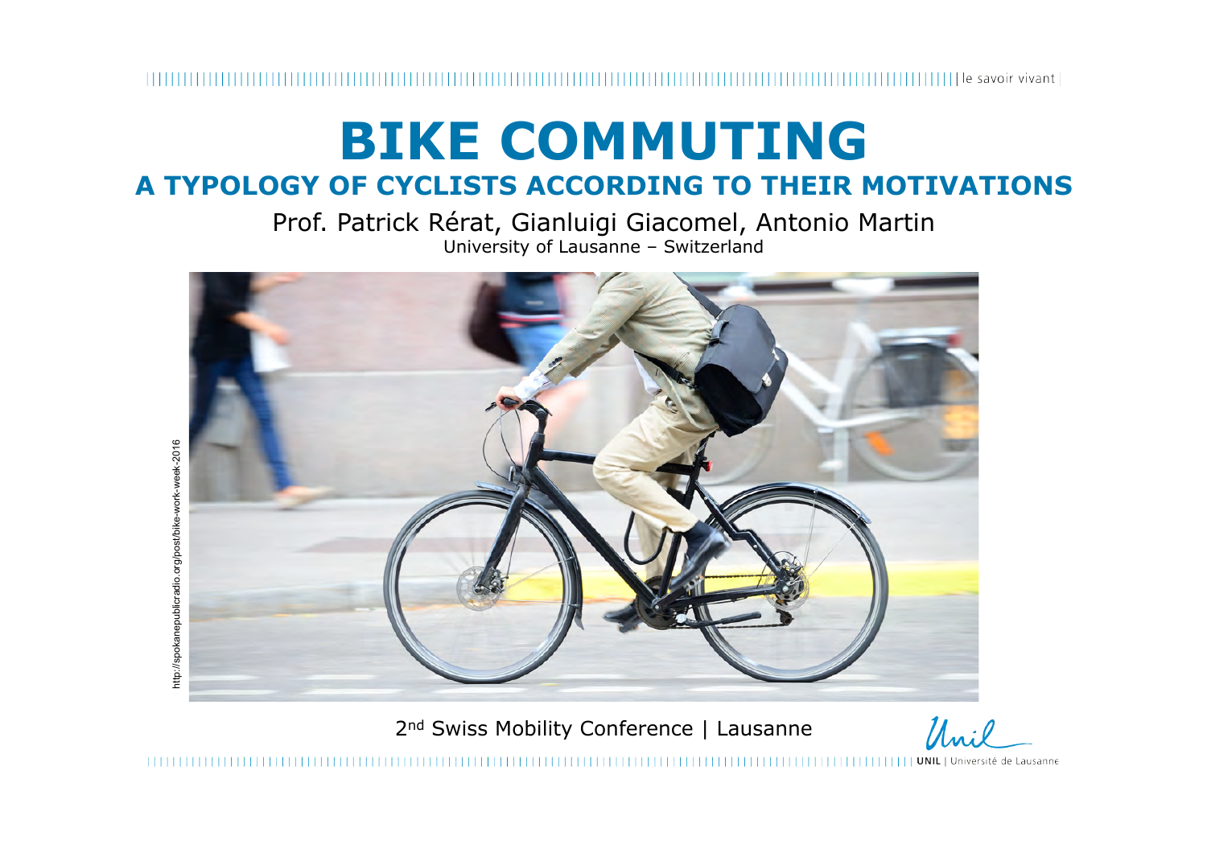# BIKE COMMUTING

## A TYPOLOGY OF CYCLISTS ACCORDING TO THEIR MOTIVATIONS

Prof. Patrick Rérat, Gianluigi Giacomel, Antonio Martin

University of Lausanne – Switzerland

http://spokanepublicradio.org/post/bike-work-week-2016

2nd Swiss Mobility Conference | Lausanne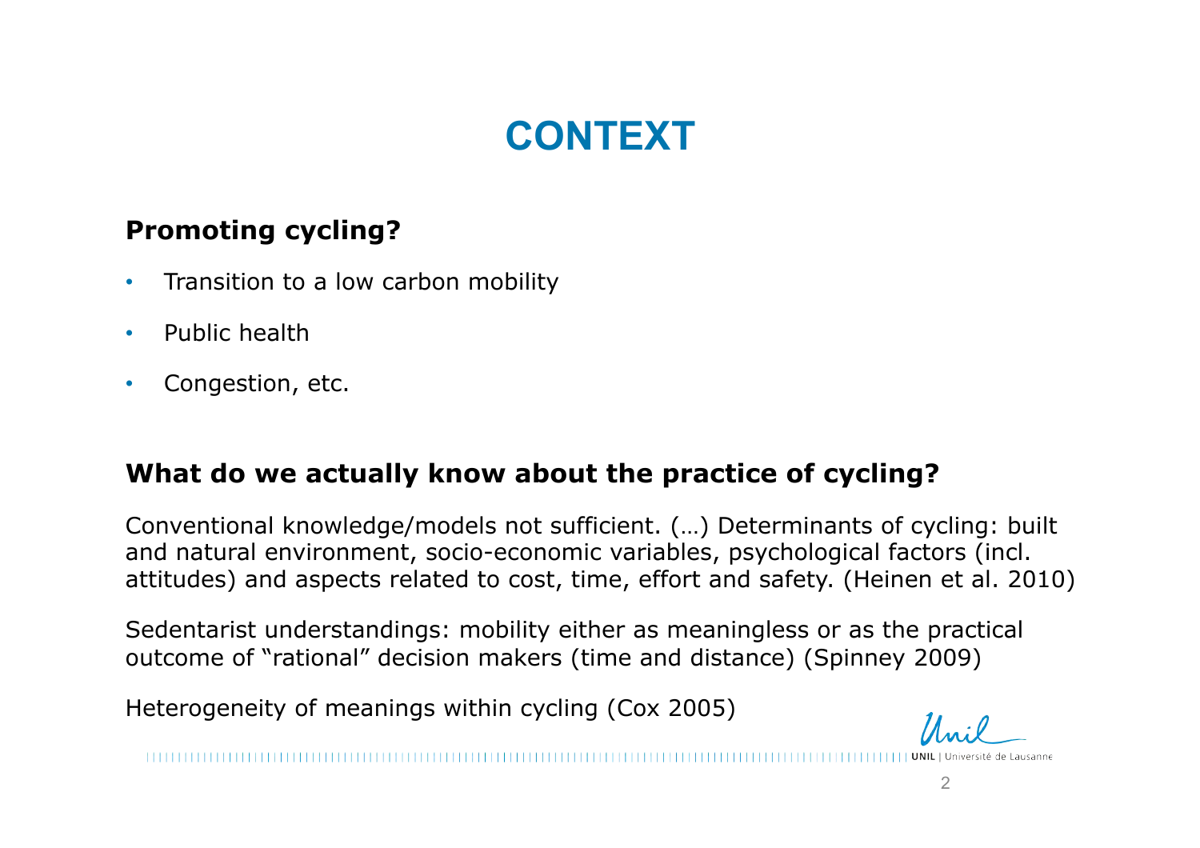# CONTEXT

**Promoting cycling?**

- Transition to a low carbon mobility
- Public health
- Congestion, etc.

**What do we actually know about the practice of cycling?**

Conventional knowledge/models not sufficient. (…) Determinants of cycling: built and natural environment, socio-economic variables, psychological factors (incl. attitudes) and aspects related to cost, time, effort and safety. (Heinen et al. 2010)

Sedentarist understandings: mobility either as meaningless or as the practical outcome of "rational" decision makers (time and distance) (Spinney 2009)

Heterogeneity of meanings within cycling (Cox 2005)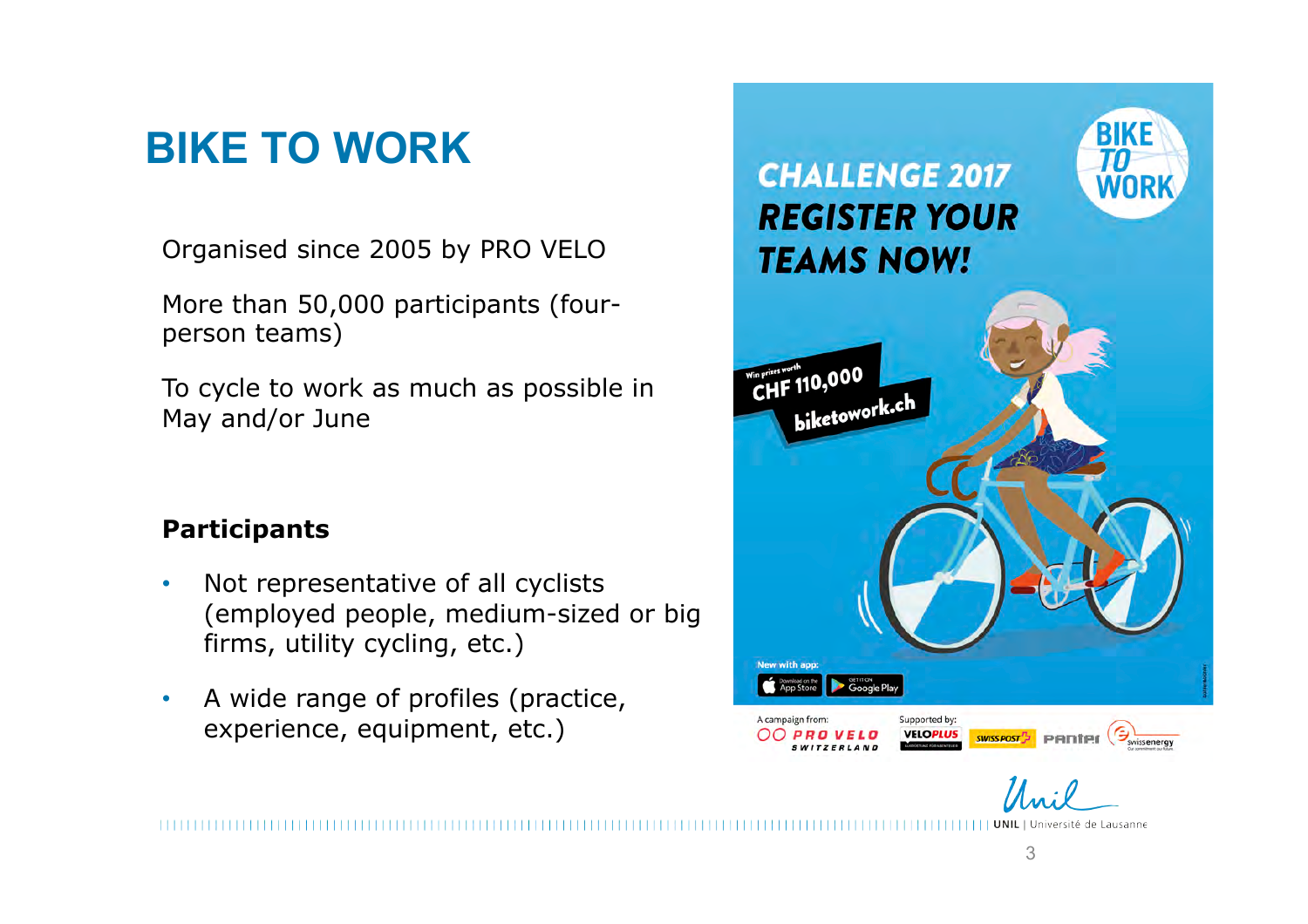# BIKE TO WORK

Organised since 2005 by PRO VELO

More than 50,000 participants (four-person teams)

To cycle to work as much as possible in May and/or June

**Participants**

- Not representative of all cyclists (employed people, medium-sized or big firms, utility cycling, etc.)
- A wide range of profiles (practice, experience, equipment, etc.)

CHALLENGE 2017
REGISTER YOUR TEAMS NOW!

BIKE TO WORK

Win prizes worth CHF 110,000
biketowork.ch

New with app:

A campaign from: PRO VELO SWITZERLAND

Supported by: VELOPLUS, SWISS POST, PANTER, swissenergy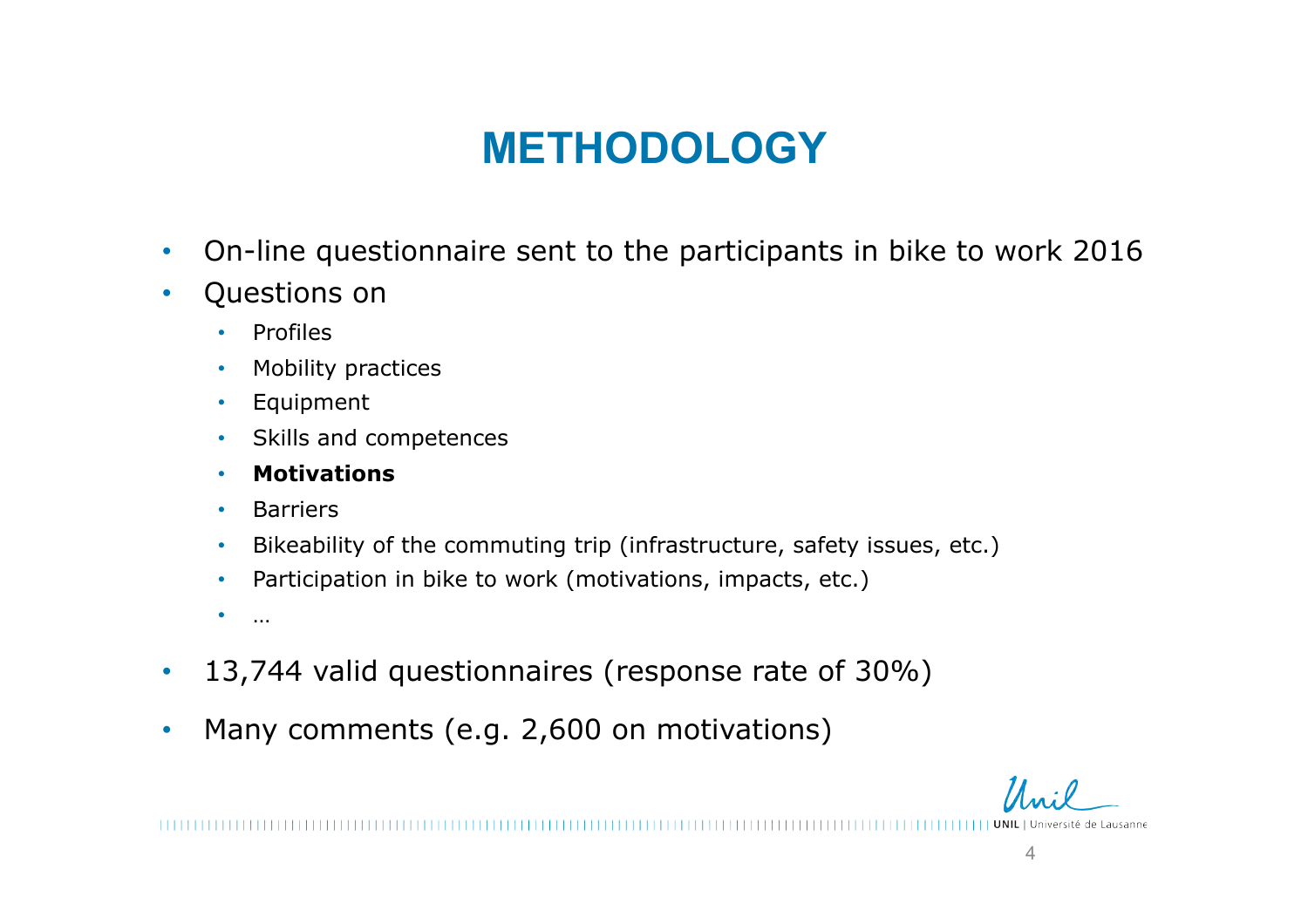# METHODOLOGY

- On-line questionnaire sent to the participants in bike to work 2016
- Questions on
  - Profiles
  - Mobility practices
  - Equipment
  - Skills and competences
  - **Motivations**
  - Barriers
  - Bikeability of the commuting trip (infrastructure, safety issues, etc.)
  - Participation in bike to work (motivations, impacts, etc.)
  - …
- 13,744 valid questionnaires (response rate of 30%)
- Many comments (e.g. 2,600 on motivations)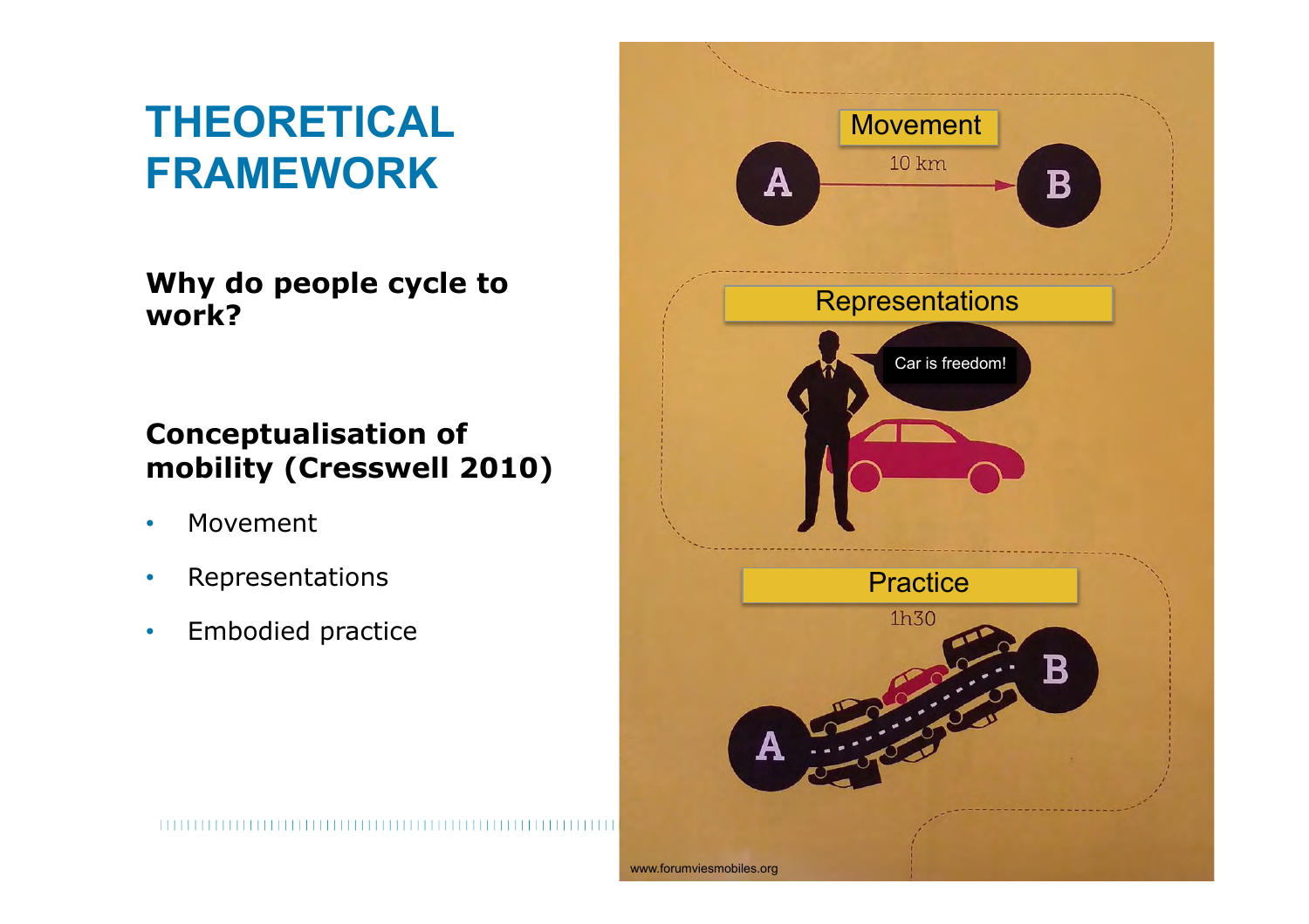# THEORETICAL FRAMEWORK

**Why do people cycle to work?**

**Conceptualisation of mobility (Cresswell 2010)**

- Movement
- Representations
- Embodied practice

Movement

10 km

Representations

Car is freedom!

Practice

1h30

www.forumviesmobiles.org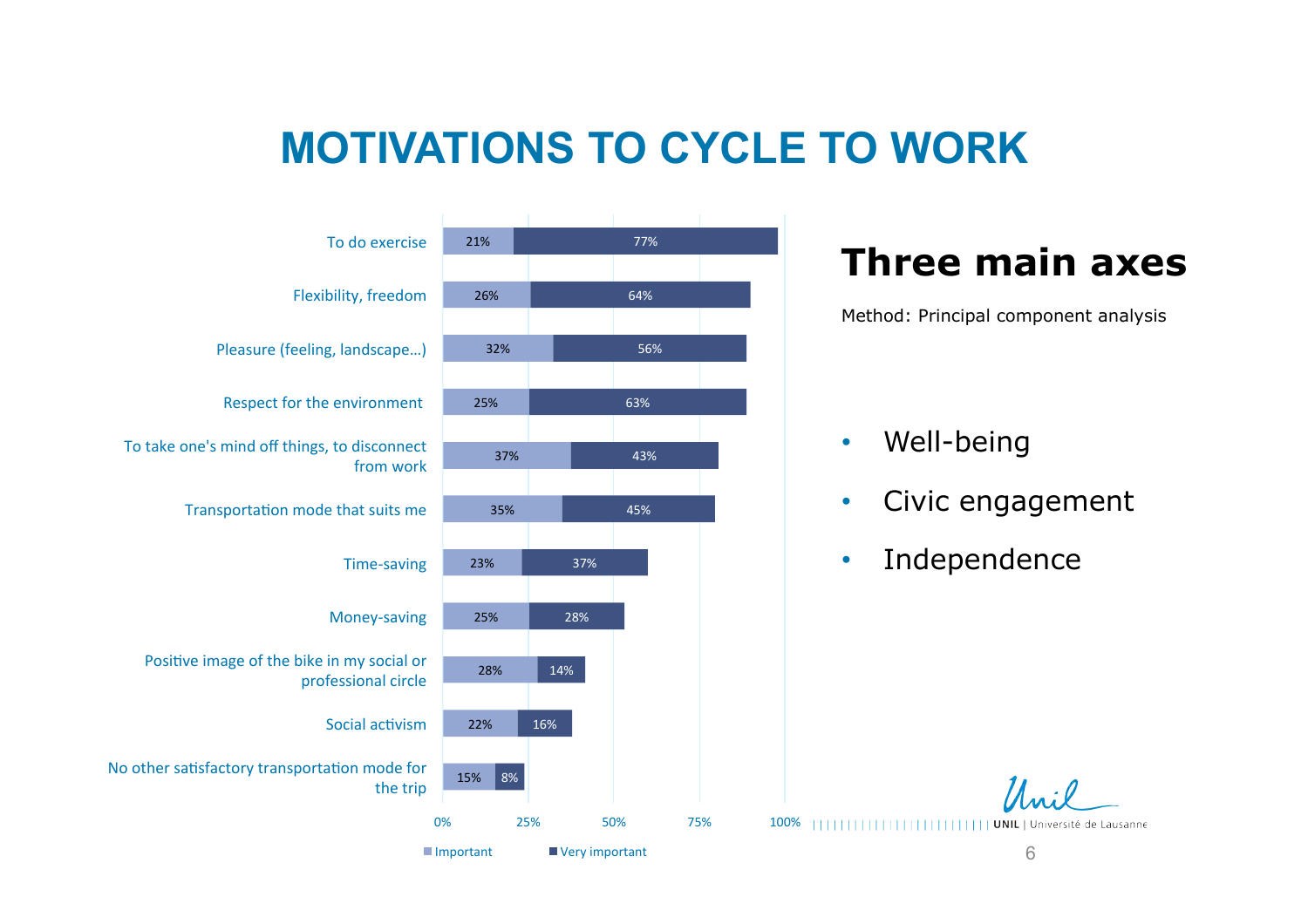# MOTIVATIONS TO CYCLE TO WORK

| Motivation | Important | Very important |
| --- | --- | --- |
| To do exercise | 21% | 77% |
| Flexibility, freedom | 26% | 64% |
| Pleasure (feeling, landscape…) | 32% | 56% |
| Respect for the environment | 25% | 63% |
| To take one's mind off things, to disconnect from work | 37% | 43% |
| Transportation mode that suits me | 35% | 45% |
| Time-saving | 23% | 37% |
| Money-saving | 25% | 28% |
| Positive image of the bike in my social or professional circle | 28% | 14% |
| Social activism | 22% | 16% |
| No other satisfactory transportation mode for the trip | 15% | 8% |

## Three main axes

Method: Principal component analysis

- Well-being
- Civic engagement
- Independence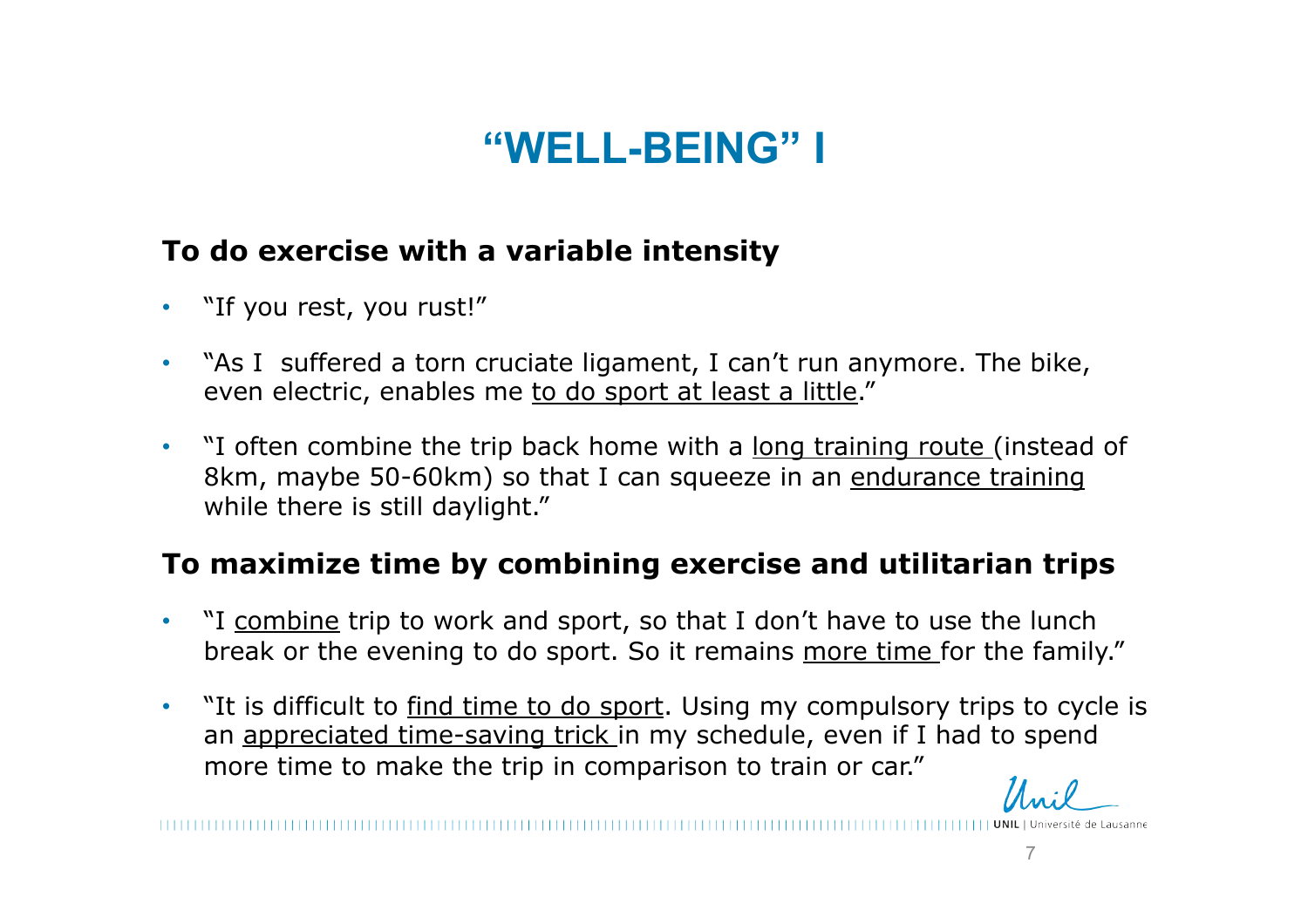# "WELL-BEING" I

## To do exercise with a variable intensity

- "If you rest, you rust!"
- "As I suffered a torn cruciate ligament, I can't run anymore. The bike, even electric, enables me to do sport at least a little."
- "I often combine the trip back home with a long training route (instead of 8km, maybe 50-60km) so that I can squeeze in an endurance training while there is still daylight."

## To maximize time by combining exercise and utilitarian trips

- "I combine trip to work and sport, so that I don't have to use the lunch break or the evening to do sport. So it remains more time for the family."
- "It is difficult to find time to do sport. Using my compulsory trips to cycle is an appreciated time-saving trick in my schedule, even if I had to spend more time to make the trip in comparison to train or car."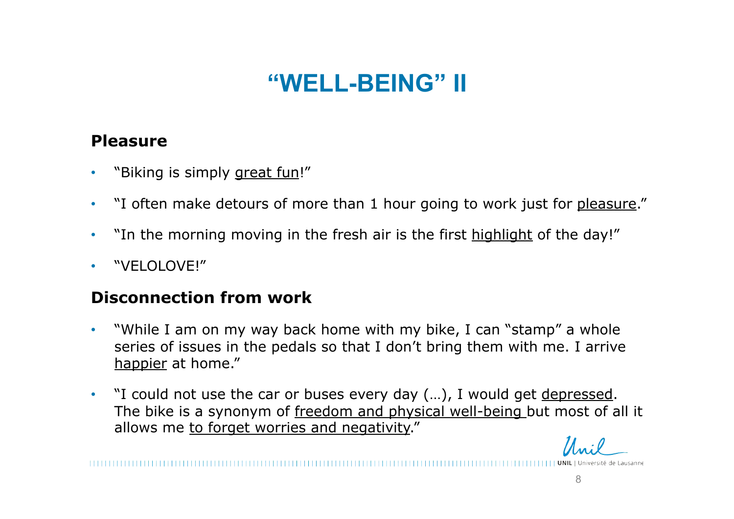# "WELL-BEING" II

## Pleasure

- "Biking is simply <u>great fun</u>!"
- "I often make detours of more than 1 hour going to work just for <u>pleasure</u>."
- "In the morning moving in the fresh air is the first <u>highlight</u> of the day!"
- "VELOLOVE!"

## Disconnection from work

- "While I am on my way back home with my bike, I can "stamp" a whole series of issues in the pedals so that I don't bring them with me. I arrive <u>happier</u> at home."
- "I could not use the car or buses every day (…), I would get <u>depressed</u>. The bike is a synonym of <u>freedom and physical well-being</u> but most of all it allows me <u>to forget worries and negativity</u>."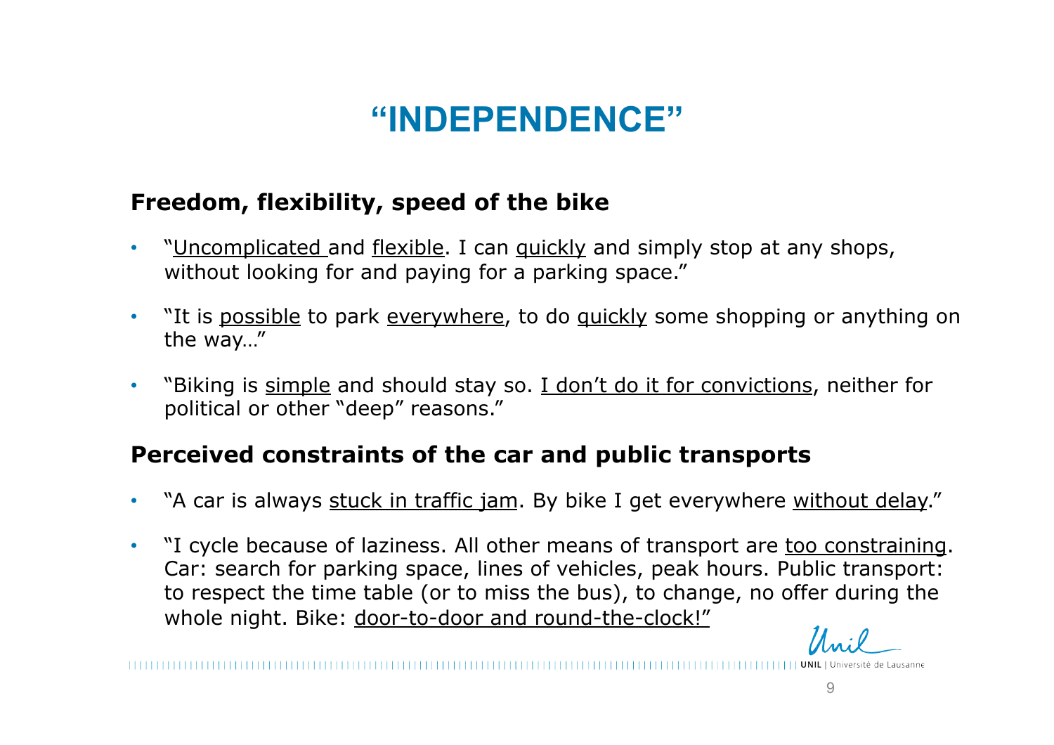# "INDEPENDENCE"

## Freedom, flexibility, speed of the bike

- "Uncomplicated and flexible. I can quickly and simply stop at any shops, without looking for and paying for a parking space."
- "It is possible to park everywhere, to do quickly some shopping or anything on the way…"
- "Biking is simple and should stay so. I don't do it for convictions, neither for political or other "deep" reasons."

## Perceived constraints of the car and public transports

- "A car is always stuck in traffic jam. By bike I get everywhere without delay."
- "I cycle because of laziness. All other means of transport are too constraining. Car: search for parking space, lines of vehicles, peak hours. Public transport: to respect the time table (or to miss the bus), to change, no offer during the whole night. Bike: door-to-door and round-the-clock!"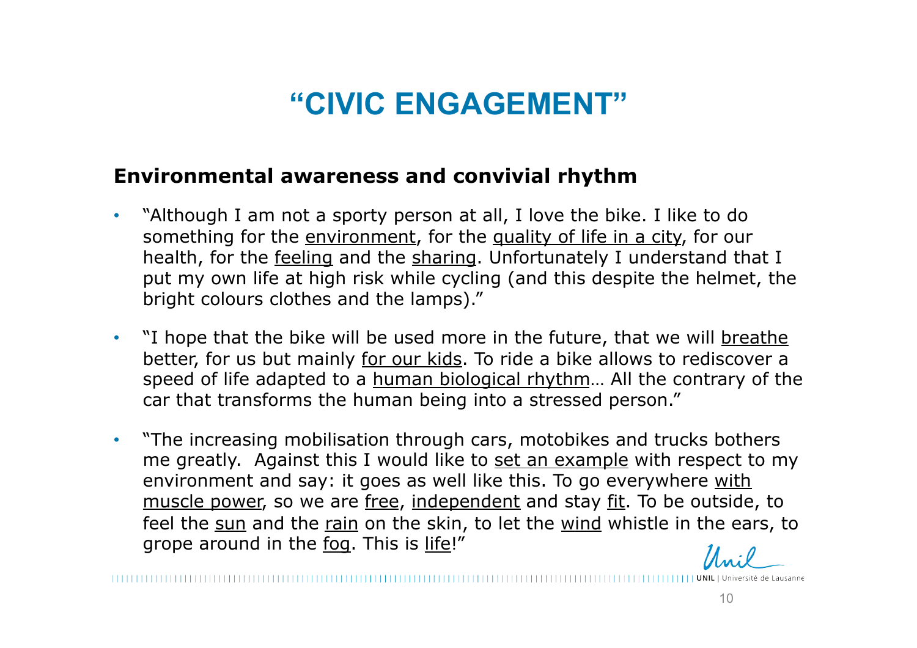# "CIVIC ENGAGEMENT"

**Environmental awareness and convivial rhythm**

- "Although I am not a sporty person at all, I love the bike. I like to do something for the <u>environment</u>, for the <u>quality of life in a city</u>, for our health, for the <u>feeling</u> and the <u>sharing</u>. Unfortunately I understand that I put my own life at high risk while cycling (and this despite the helmet, the bright colours clothes and the lamps)."

- "I hope that the bike will be used more in the future, that we will <u>breathe</u> better, for us but mainly <u>for our kids</u>. To ride a bike allows to rediscover a speed of life adapted to a <u>human biological rhythm</u>… All the contrary of the car that transforms the human being into a stressed person."

- "The increasing mobilisation through cars, motobikes and trucks bothers me greatly. Against this I would like to <u>set an example</u> with respect to my environment and say: it goes as well like this. To go everywhere <u>with muscle power</u>, so we are <u>free</u>, <u>independent</u> and stay <u>fit</u>. To be outside, to feel the <u>sun</u> and the <u>rain</u> on the skin, to let the <u>wind</u> whistle in the ears, to grope around in the <u>fog</u>. This is <u>life</u>!"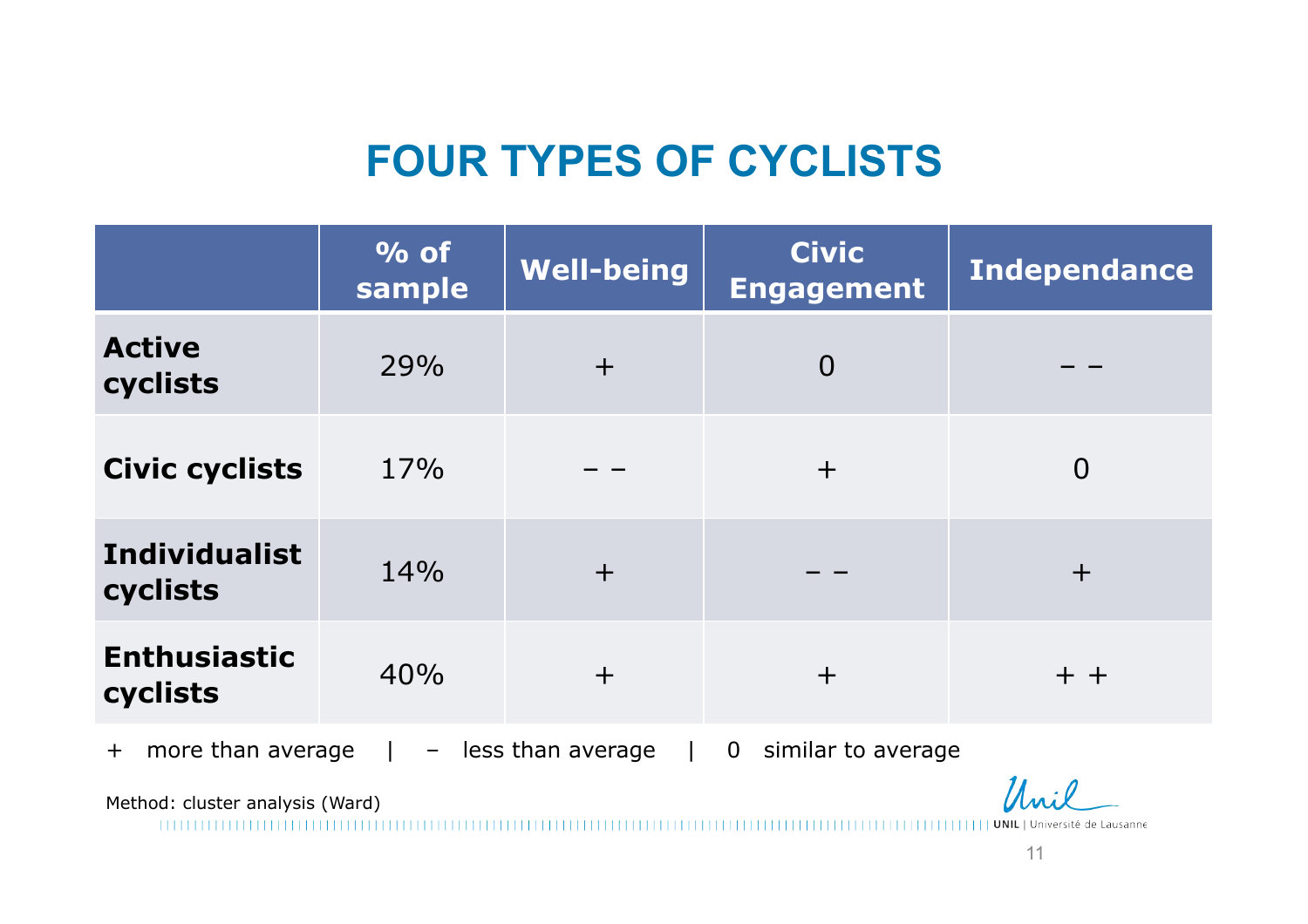# FOUR TYPES OF CYCLISTS

| | % of sample | Well-being | Civic Engagement | Independance |
|---|---|---|---|---|
| **Active cyclists** | 29% | + | 0 | – – |
| **Civic cyclists** | 17% | – – | + | 0 |
| **Individualist cyclists** | 14% | + | – – | + |
| **Enthusiastic cyclists** | 40% | + | + | + + |

+ more than average | – less than average | 0 similar to average

Method: cluster analysis (Ward)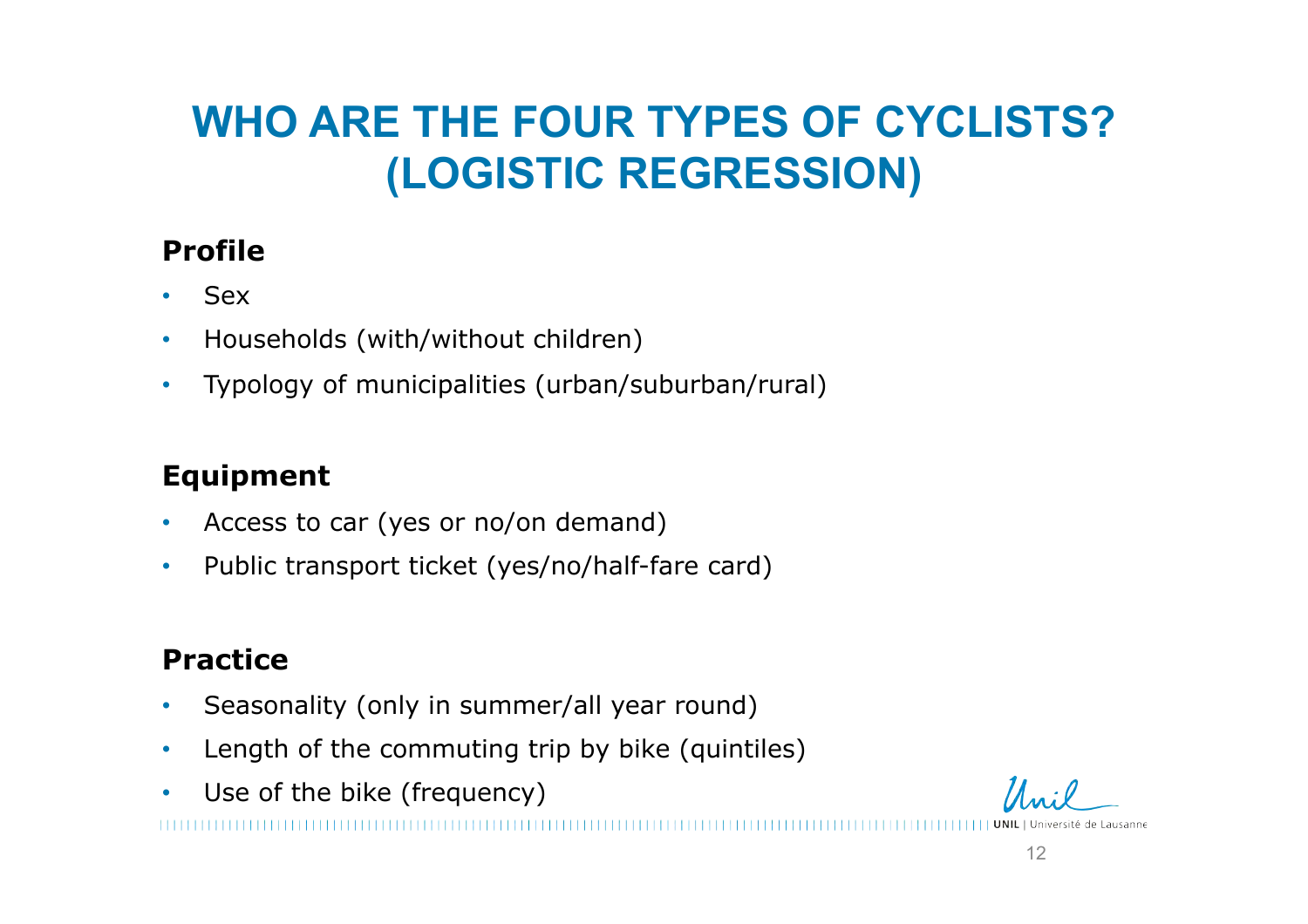# WHO ARE THE FOUR TYPES OF CYCLISTS? (LOGISTIC REGRESSION)

**Profile**

- Sex
- Households (with/without children)
- Typology of municipalities (urban/suburban/rural)

**Equipment**

- Access to car (yes or no/on demand)
- Public transport ticket (yes/no/half-fare card)

**Practice**

- Seasonality (only in summer/all year round)
- Length of the commuting trip by bike (quintiles)
- Use of the bike (frequency)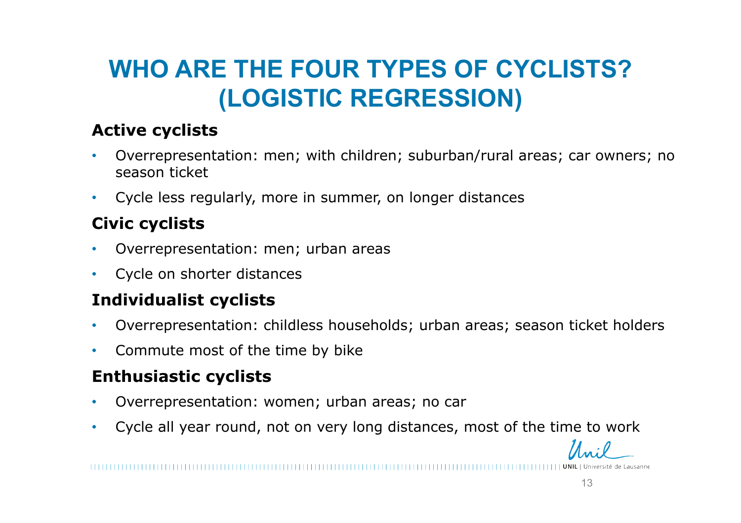# WHO ARE THE FOUR TYPES OF CYCLISTS? (LOGISTIC REGRESSION)

**Active cyclists**

- Overrepresentation: men; with children; suburban/rural areas; car owners; no season ticket
- Cycle less regularly, more in summer, on longer distances

**Civic cyclists**

- Overrepresentation: men; urban areas
- Cycle on shorter distances

**Individualist cyclists**

- Overrepresentation: childless households; urban areas; season ticket holders
- Commute most of the time by bike

**Enthusiastic cyclists**

- Overrepresentation: women; urban areas; no car
- Cycle all year round, not on very long distances, most of the time to work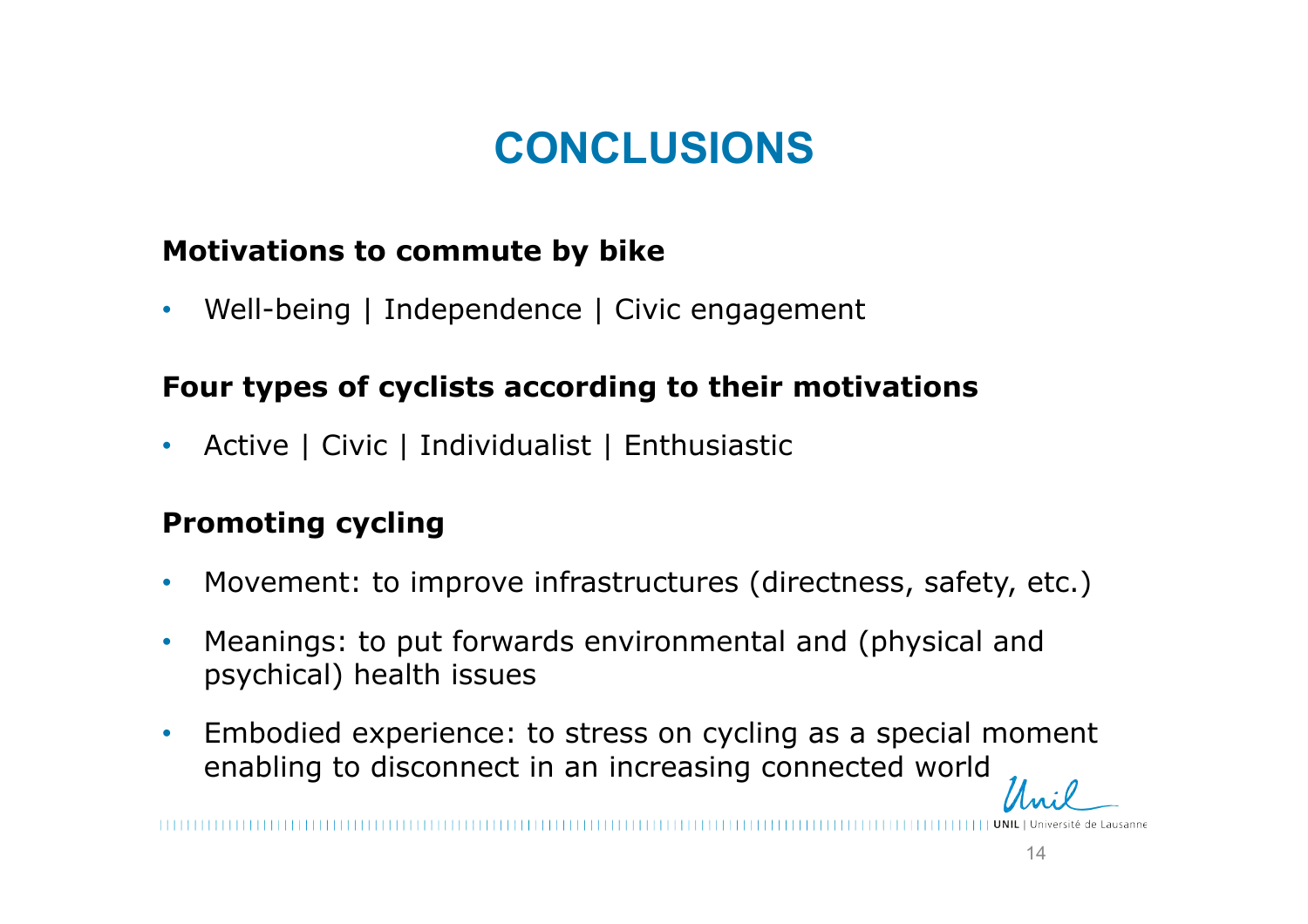# CONCLUSIONS

**Motivations to commute by bike**

- Well-being | Independence | Civic engagement

**Four types of cyclists according to their motivations**

- Active | Civic | Individualist | Enthusiastic

**Promoting cycling**

- Movement: to improve infrastructures (directness, safety, etc.)
- Meanings: to put forwards environmental and (physical and psychical) health issues
- Embodied experience: to stress on cycling as a special moment enabling to disconnect in an increasing connected world